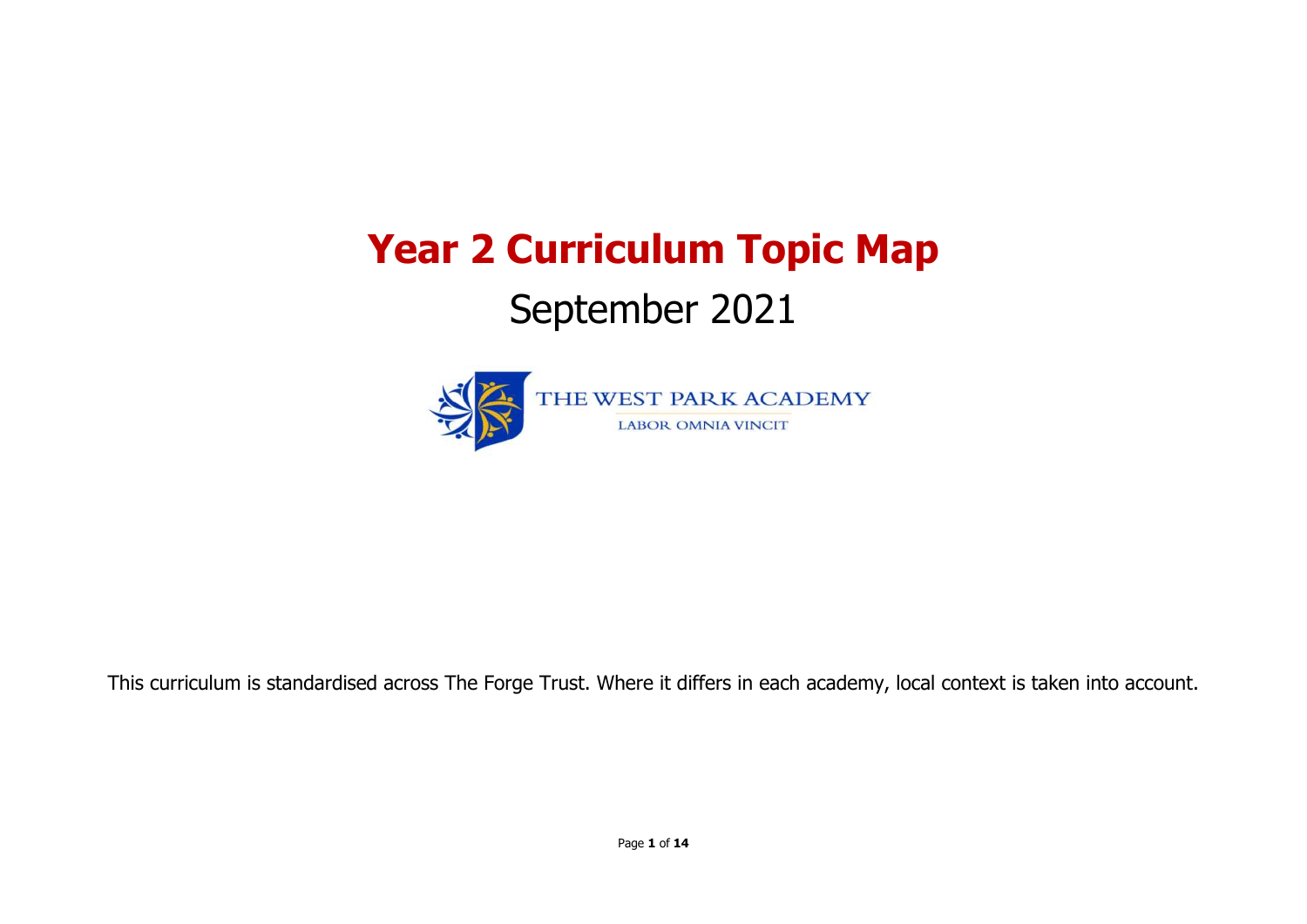# Year 2 Curriculum Topic Map

## September 2021

THE WEST PARK ACADEMY

LABOR OMNIA VINCIT

This curriculum is standardised across The Forge Trust. Where it differs in each academy, local context is taken into account.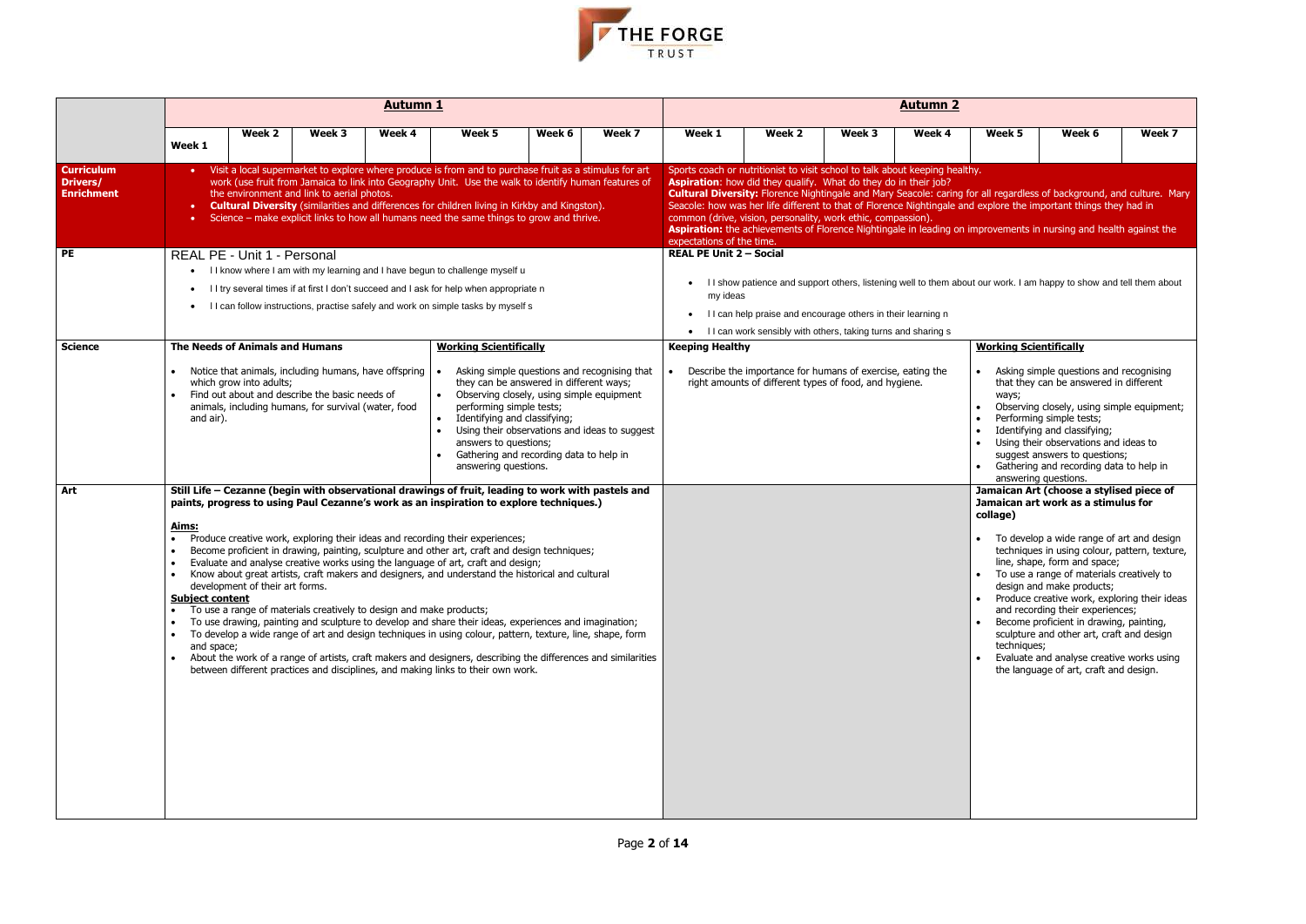| | Autumn 1 | | | | | | | Autumn 2 | | | | | | |
|---|---|---|---|---|---|---|---|---|---|---|---|---|---|---|
| | Week 1 | Week 2 | Week 3 | Week 4 | Week 5 | Week 6 | Week 7 | Week 1 | Week 2 | Week 3 | Week 4 | Week 5 | Week 6 | Week 7 |
| **Curriculum Drivers/ Enrichment** | • Visit a local supermarket to explore where produce is from and to purchase fruit as a stimulus for art work (use fruit from Jamaica to link into Geography Unit. Use the walk to identify human features of the environment and link to aerial photos.<br>• **Cultural Diversity** (similarities and differences for children living in Kirkby and Kingston).<br>• Science – make explicit links to how all humans need the same things to grow and thrive. | | | | | | | Sports coach or nutritionist to visit school to talk about keeping healthy.<br>**Aspiration**: how did they qualify. What do they do in their job?<br>**Cultural Diversity:** Florence Nightingale and Mary Seacole: caring for all regardless of background, and culture. Mary Seacole: how was her life different to that of Florence Nightingale and explore the important things they had in common (drive, vision, personality, work ethic, compassion).<br>**Aspiration:** the achievements of Florence Nightingale in leading on improvements in nursing and health against the expectations of the time. | | | | | | |
| **PE** | REAL PE - Unit 1 - Personal<br>• I I know where I am with my learning and I have begun to challenge myself u<br>• I I try several times if at first I don't succeed and I ask for help when appropriate n<br>• I I can follow instructions, practise safely and work on simple tasks by myself s | | | | | | | **REAL PE Unit 2 – Social**<br>• I I show patience and support others, listening well to them about our work. I am happy to show and tell them about my ideas<br>• I I can help praise and encourage others in their learning n<br>• I I can work sensibly with others, taking turns and sharing s | | | | | | |
| **Science** | **The Needs of Animals and Humans**<br>• Notice that animals, including humans, have offspring which grow into adults;<br>• Find out about and describe the basic needs of animals, including humans, for survival (water, food and air). | | | | **Working Scientifically**<br>• Asking simple questions and recognising that they can be answered in different ways;<br>• Observing closely, using simple equipment performing simple tests;<br>• Identifying and classifying;<br>• Using their observations and ideas to suggest answers to questions;<br>• Gathering and recording data to help in answering questions. | | | **Keeping Healthy**<br>• Describe the importance for humans of exercise, eating the right amounts of different types of food, and hygiene. | | | | **Working Scientifically**<br>• Asking simple questions and recognising that they can be answered in different ways;<br>• Observing closely, using simple equipment;<br>• Performing simple tests;<br>• Identifying and classifying;<br>• Using their observations and ideas to suggest answers to questions;<br>• Gathering and recording data to help in answering questions. | | |
| **Art** | **Still Life – Cezanne (begin with observational drawings of fruit, leading to work with pastels and paints, progress to using Paul Cezanne's work as an inspiration to explore techniques.)**<br>**Aims:**<br>• Produce creative work, exploring their ideas and recording their experiences;<br>• Become proficient in drawing, painting, sculpture and other art, craft and design techniques;<br>• Evaluate and analyse creative works using the language of art, craft and design;<br>• Know about great artists, craft makers and designers, and understand the historical and cultural development of their art forms.<br>**Subject content**<br>• To use a range of materials creatively to design and make products;<br>• To use drawing, painting and sculpture to develop and share their ideas, experiences and imagination;<br>• To develop a wide range of art and design techniques in using colour, pattern, texture, line, shape, form and space;<br>• About the work of a range of artists, craft makers and designers, describing the differences and similarities between different practices and disciplines, and making links to their own work. | | | | | | | | | | | **Jamaican Art (choose a stylised piece of Jamaican art work as a stimulus for collage)**<br>• To develop a wide range of art and design techniques in using colour, pattern, texture, line, shape, form and space;<br>• To use a range of materials creatively to design and make products;<br>• Produce creative work, exploring their ideas and recording their experiences;<br>• Become proficient in drawing, painting, sculpture and other art, craft and design techniques;<br>• Evaluate and analyse creative works using the language of art, craft and design. | | |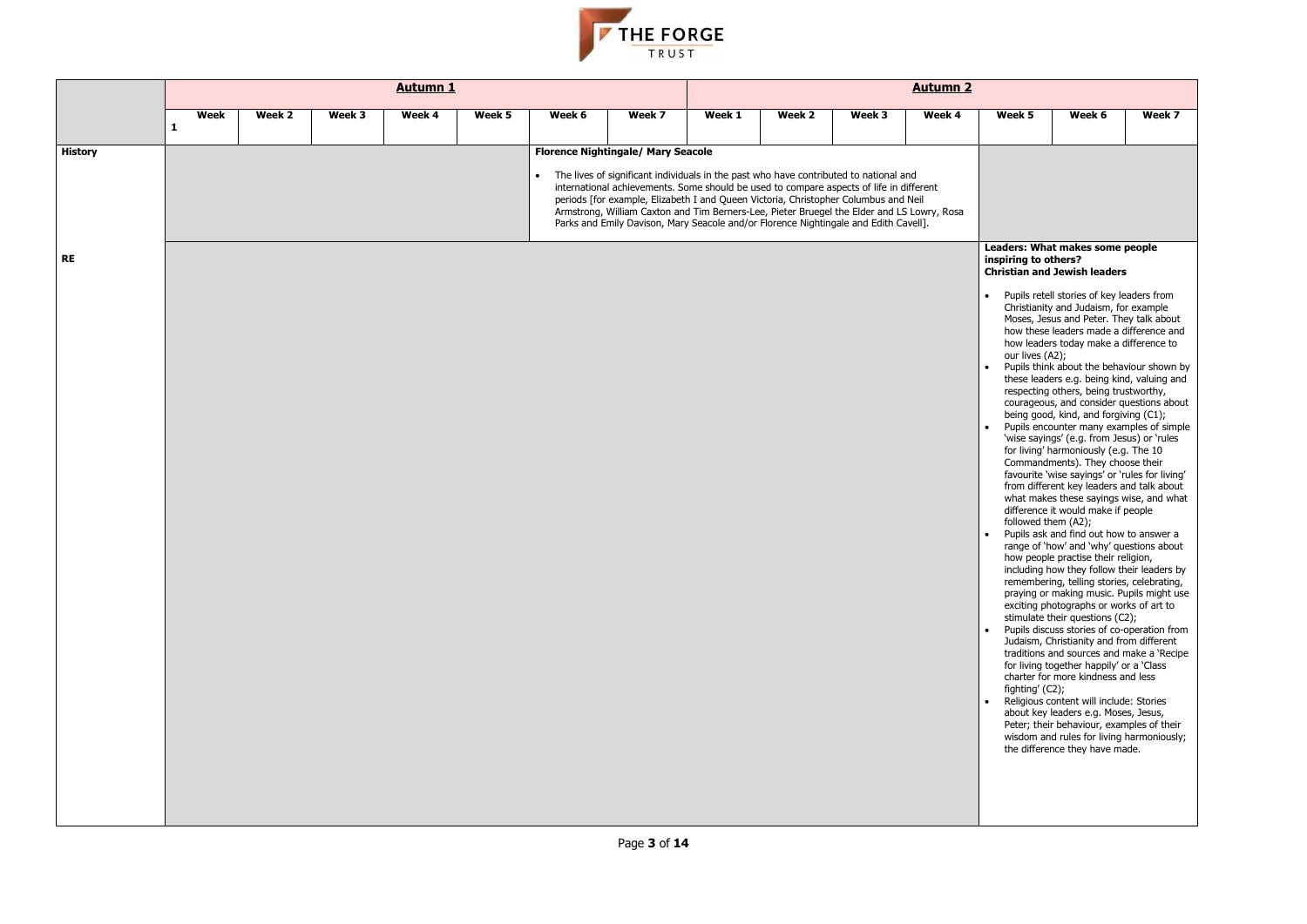| | Autumn 1 | | | | | | | Autumn 2 | | | | | | |
|---|---|---|---|---|---|---|---|---|---|---|---|---|---|---|
| | Week 1 | Week 2 | Week 3 | Week 4 | Week 5 | Week 6 | Week 7 | Week 1 | Week 2 | Week 3 | Week 4 | Week 5 | Week 6 | Week 7 |
| **History** | | | | | | **Florence Nightingale/ Mary Seacole**<br><br>• The lives of significant individuals in the past who have contributed to national and international achievements. Some should be used to compare aspects of life in different periods [for example, Elizabeth I and Queen Victoria, Christopher Columbus and Neil Armstrong, William Caxton and Tim Berners-Lee, Pieter Bruegel the Elder and LS Lowry, Rosa Parks and Emily Davison, Mary Seacole and/or Florence Nightingale and Edith Cavell]. | | | | | | | | |
| **RE** | | | | | | | | | | | | **Leaders: What makes some people inspiring to others?**<br>**Christian and Jewish leaders**<br><br>• Pupils retell stories of key leaders from Christianity and Judaism, for example Moses, Jesus and Peter. They talk about how these leaders made a difference and how leaders today make a difference to our lives (A2);<br>• Pupils think about the behaviour shown by these leaders e.g. being kind, valuing and respecting others, being trustworthy, courageous, and consider questions about being good, kind, and forgiving (C1);<br>• Pupils encounter many examples of simple 'wise sayings' (e.g. from Jesus) or 'rules for living' harmoniously (e.g. The 10 Commandments). They choose their favourite 'wise sayings' or 'rules for living' from different key leaders and talk about what makes these sayings wise, and what difference it would make if people followed them (A2);<br>• Pupils ask and find out how to answer a range of 'how' and 'why' questions about how people practise their religion, including how they follow their leaders by remembering, telling stories, celebrating, praying or making music. Pupils might use exciting photographs or works of art to stimulate their questions (C2);<br>• Pupils discuss stories of co-operation from Judaism, Christianity and from different traditions and sources and make a 'Recipe for living together happily' or a 'Class charter for more kindness and less fighting' (C2);<br>• Religious content will include: Stories about key leaders e.g. Moses, Jesus, Peter; their behaviour, examples of their wisdom and rules for living harmoniously; the difference they have made. | | |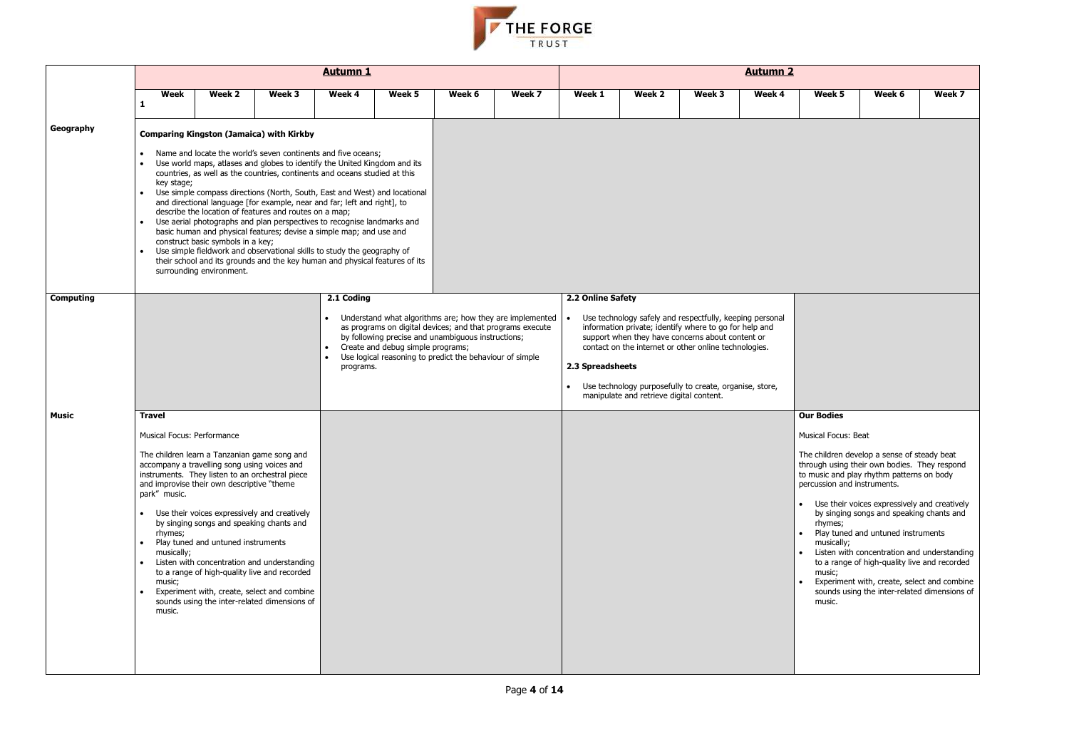| | **Autumn 1** | | | | | | | **Autumn 2** | | | | | | |
|---|---|---|---|---|---|---|---|---|---|---|---|---|---|---|
| | **Week 1** | **Week 2** | **Week 3** | **Week 4** | **Week 5** | **Week 6** | **Week 7** | **Week 1** | **Week 2** | **Week 3** | **Week 4** | **Week 5** | **Week 6** | **Week 7** |
| **Geography** | **Comparing Kingston (Jamaica) with Kirkby**<br><br>• Name and locate the world's seven continents and five oceans;<br>• Use world maps, atlases and globes to identify the United Kingdom and its countries, as well as the countries, continents and oceans studied at this key stage;<br>• Use simple compass directions (North, South, East and West) and locational and directional language [for example, near and far; left and right], to describe the location of features and routes on a map;<br>• Use aerial photographs and plan perspectives to recognise landmarks and basic human and physical features; devise a simple map; and use and construct basic symbols in a key;<br>• Use simple fieldwork and observational skills to study the geography of their school and its grounds and the key human and physical features of its surrounding environment. | | | | | | | | | | | | | |
| **Computing** | | | | **2.1 Coding**<br><br>• Understand what algorithms are; how they are implemented as programs on digital devices; and that programs execute by following precise and unambiguous instructions;<br>• Create and debug simple programs;<br>• Use logical reasoning to predict the behaviour of simple programs. | | | | **2.2 Online Safety**<br><br>• Use technology safely and respectfully, keeping personal information private; identify where to go for help and support when they have concerns about content or contact on the internet or other online technologies.<br><br>**2.3 Spreadsheets**<br><br>• Use technology purposefully to create, organise, store, manipulate and retrieve digital content. | | | | | | |
| **Music** | **Travel**<br><br>Musical Focus: Performance<br><br>The children learn a Tanzanian game song and accompany a travelling song using voices and instruments. They listen to an orchestral piece and improvise their own descriptive "theme park" music.<br><br>• Use their voices expressively and creatively by singing songs and speaking chants and rhymes;<br>• Play tuned and untuned instruments musically;<br>• Listen with concentration and understanding to a range of high-quality live and recorded music;<br>• Experiment with, create, select and combine sounds using the inter-related dimensions of music. | | | | | | | | | | | **Our Bodies**<br><br>Musical Focus: Beat<br><br>The children develop a sense of steady beat through using their own bodies. They respond to music and play rhythm patterns on body percussion and instruments.<br><br>• Use their voices expressively and creatively by singing songs and speaking chants and rhymes;<br>• Play tuned and untuned instruments musically;<br>• Listen with concentration and understanding to a range of high-quality live and recorded music;<br>• Experiment with, create, select and combine sounds using the inter-related dimensions of music. | | |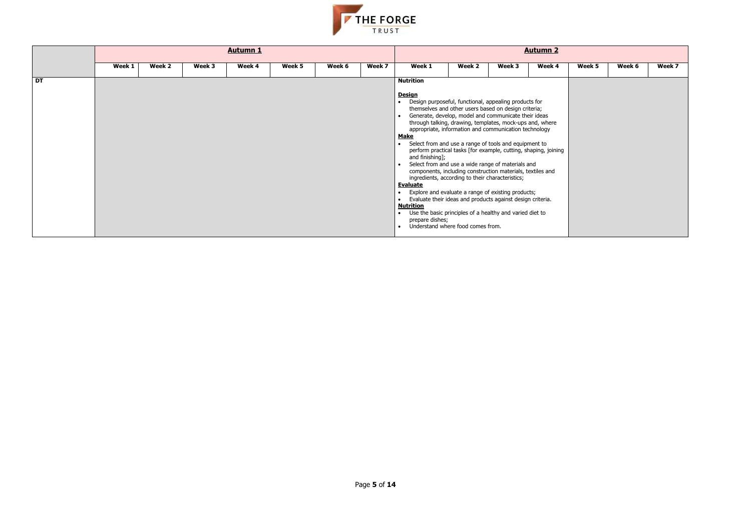| | Autumn 1 | | | | | | | Autumn 2 | | | | | | |
|---|---|---|---|---|---|---|---|---|---|---|---|---|---|---|
| | Week 1 | Week 2 | Week 3 | Week 4 | Week 5 | Week 6 | Week 7 | Week 1 | Week 2 | Week 3 | Week 4 | Week 5 | Week 6 | Week 7 |
| DT | | | | | | | | **Nutrition**<br><br>**Design**<br>• Design purposeful, functional, appealing products for themselves and other users based on design criteria;<br>• Generate, develop, model and communicate their ideas through talking, drawing, templates, mock-ups and, where appropriate, information and communication technology<br>**Make**<br>• Select from and use a range of tools and equipment to perform practical tasks [for example, cutting, shaping, joining and finishing];<br>• Select from and use a wide range of materials and components, including construction materials, textiles and ingredients, according to their characteristics;<br>**Evaluate**<br>• Explore and evaluate a range of existing products;<br>• Evaluate their ideas and products against design criteria.<br>**Nutrition**<br>• Use the basic principles of a healthy and varied diet to prepare dishes;<br>• Understand where food comes from. | | | | | | |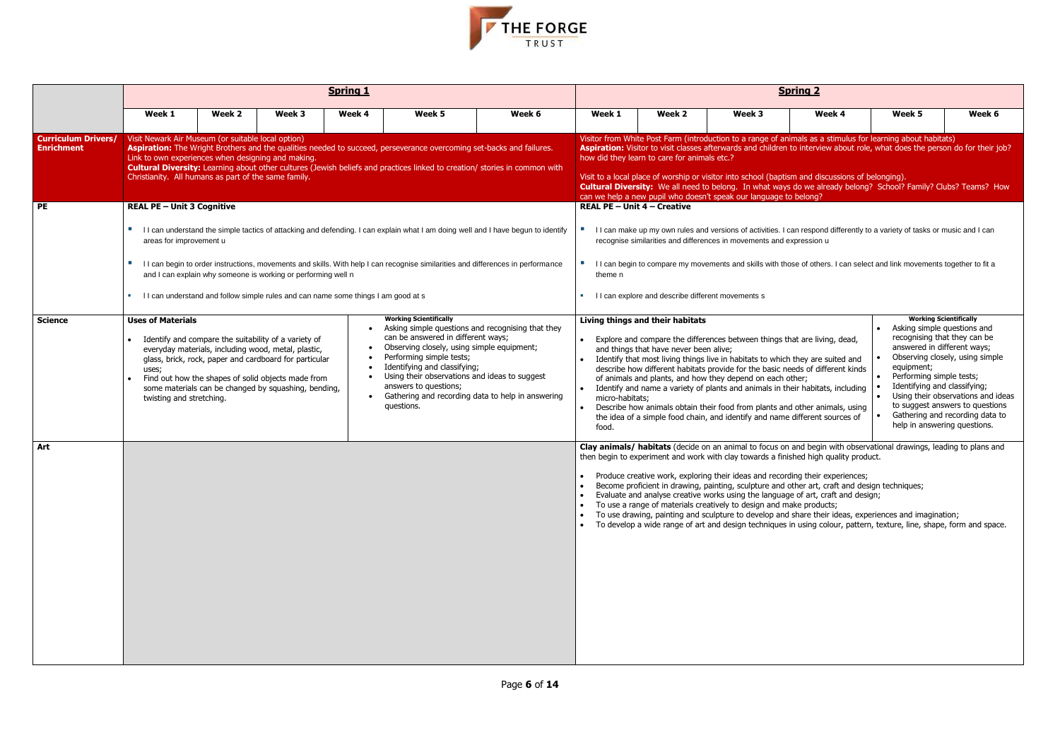|  | Spring 1 | | | | | | Spring 2 | | | | | |
|---|---|---|---|---|---|---|---|---|---|---|---|---|
|  | Week 1 | Week 2 | Week 3 | Week 4 | Week 5 | Week 6 | Week 1 | Week 2 | Week 3 | Week 4 | Week 5 | Week 6 |
| **Curriculum Drivers/ Enrichment** | Visit Newark Air Museum (or suitable local option)<br>**Aspiration:** The Wright Brothers and the qualities needed to succeed, perseverance overcoming set-backs and failures. Link to own experiences when designing and making.<br>**Cultural Diversity:** Learning about other cultures (Jewish beliefs and practices linked to creation/ stories in common with Christianity. All humans as part of the same family. | | | | | | Visitor from White Post Farm (introduction to a range of animals as a stimulus for learning about habitats)<br>**Aspiration:** Visitor to visit classes afterwards and children to interview about role, what does the person do for their job? how did they learn to care for animals etc.?<br><br>Visit to a local place of worship or visitor into school (baptism and discussions of belonging).<br>**Cultural Diversity:** We all need to belong. In what ways do we already belong? School? Family? Clubs? Teams? How can we help a new pupil who doesn't speak our language to belong? | | | | | |
| **PE** | **REAL PE – Unit 3 Cognitive**<br>▪ I I can understand the simple tactics of attacking and defending. I can explain what I am doing well and I have begun to identify areas for improvement u<br>▪ I I can begin to order instructions, movements and skills. With help I can recognise similarities and differences in performance and I can explain why someone is working or performing well n<br>▪ I I can understand and follow simple rules and can name some things I am good at s | | | | | | **REAL PE – Unit 4 – Creative**<br>▪ I I can make up my own rules and versions of activities. I can respond differently to a variety of tasks or music and I can recognise similarities and differences in movements and expression u<br>▪ I I can begin to compare my movements and skills with those of others. I can select and link movements together to fit a theme n<br>▪ I I can explore and describe different movements s | | | | | |
| **Science** | **Uses of Materials**<br>• Identify and compare the suitability of a variety of everyday materials, including wood, metal, plastic, glass, brick, rock, paper and cardboard for particular uses;<br>• Find out how the shapes of solid objects made from some materials can be changed by squashing, bending, twisting and stretching. | | | | **Working Scientifically**<br>• Asking simple questions and recognising that they can be answered in different ways;<br>• Observing closely, using simple equipment;<br>• Performing simple tests;<br>• Identifying and classifying;<br>• Using their observations and ideas to suggest answers to questions;<br>• Gathering and recording data to help in answering questions. | | **Living things and their habitats**<br>• Explore and compare the differences between things that are living, dead, and things that have never been alive;<br>• Identify that most living things live in habitats to which they are suited and describe how different habitats provide for the basic needs of different kinds of animals and plants, and how they depend on each other;<br>• Identify and name a variety of plants and animals in their habitats, including micro-habitats;<br>• Describe how animals obtain their food from plants and other animals, using the idea of a simple food chain, and identify and name different sources of food. | | | | **Working Scientifically**<br>• Asking simple questions and recognising that they can be answered in different ways;<br>• Observing closely, using simple equipment;<br>• Performing simple tests;<br>• Identifying and classifying;<br>• Using their observations and ideas to suggest answers to questions<br>• Gathering and recording data to help in answering questions. | |
| **Art** |  | | | | | | **Clay animals/ habitats** (decide on an animal to focus on and begin with observational drawings, leading to plans and then begin to experiment and work with clay towards a finished high quality product.<br>• Produce creative work, exploring their ideas and recording their experiences;<br>• Become proficient in drawing, painting, sculpture and other art, craft and design techniques;<br>• Evaluate and analyse creative works using the language of art, craft and design;<br>• To use a range of materials creatively to design and make products;<br>• To use drawing, painting and sculpture to develop and share their ideas, experiences and imagination;<br>• To develop a wide range of art and design techniques in using colour, pattern, texture, line, shape, form and space. | | | | | |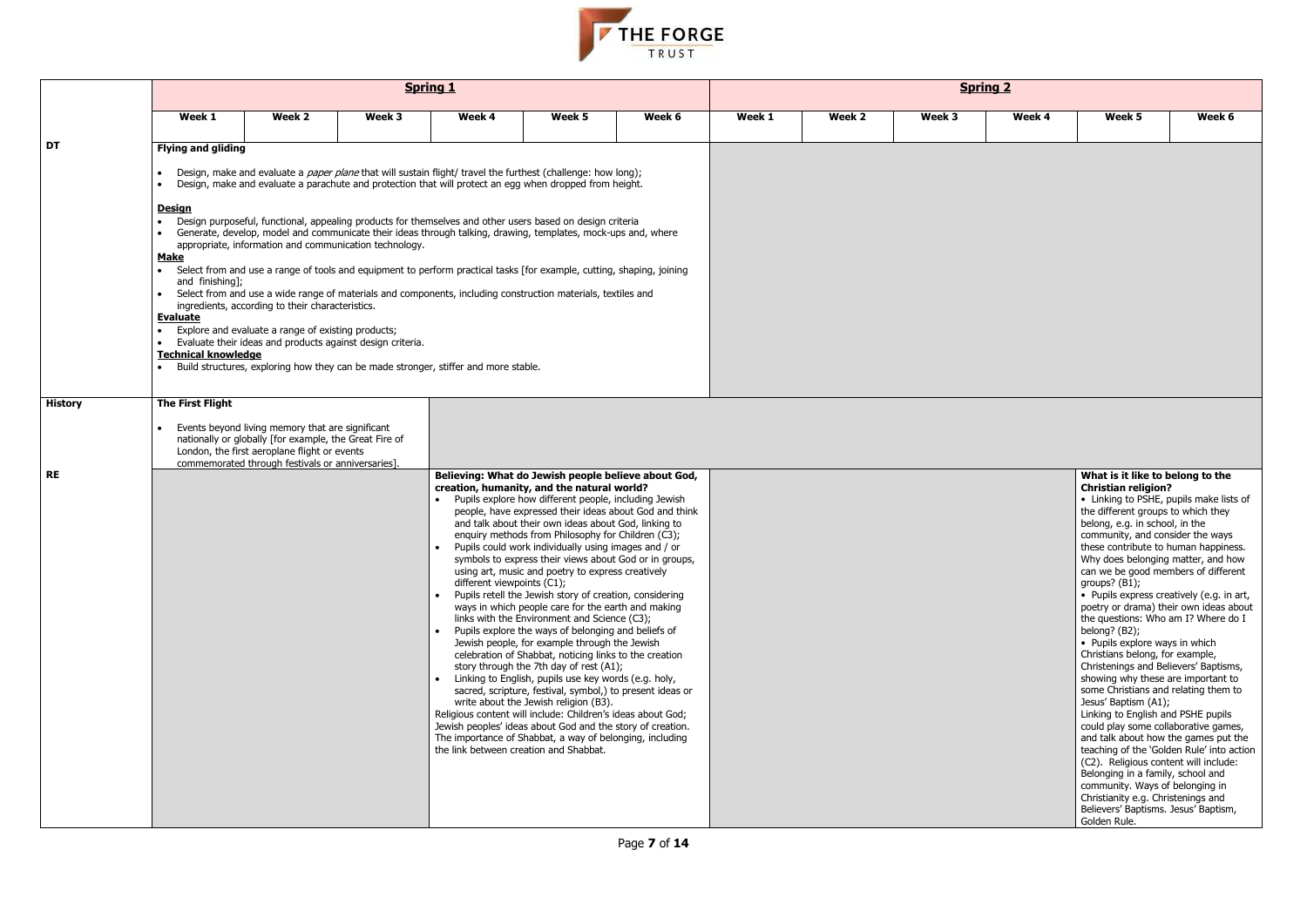| | Spring 1 | | | | | | Spring 2 | | | | | |
|---|---|---|---|---|---|---|---|---|---|---|---|---|
| | Week 1 | Week 2 | Week 3 | Week 4 | Week 5 | Week 6 | Week 1 | Week 2 | Week 3 | Week 4 | Week 5 | Week 6 |
| **DT** | **Flying and gliding**<br><br>• Design, make and evaluate a *paper plane* that will sustain flight/ travel the furthest (challenge: how long);<br>• Design, make and evaluate a parachute and protection that will protect an egg when dropped from height.<br><br>**Design**<br>• Design purposeful, functional, appealing products for themselves and other users based on design criteria<br>• Generate, develop, model and communicate their ideas through talking, drawing, templates, mock-ups and, where appropriate, information and communication technology.<br>**Make**<br>• Select from and use a range of tools and equipment to perform practical tasks [for example, cutting, shaping, joining and finishing];<br>• Select from and use a wide range of materials and components, including construction materials, textiles and ingredients, according to their characteristics.<br>**Evaluate**<br>• Explore and evaluate a range of existing products;<br>• Evaluate their ideas and products against design criteria.<br>**Technical knowledge**<br>• Build structures, exploring how they can be made stronger, stiffer and more stable. | | | | | | | | | | | |
| **History** | **The First Flight**<br><br>• Events beyond living memory that are significant nationally or globally [for example, the Great Fire of London, the first aeroplane flight or events commemorated through festivals or anniversaries]. | | | | | | | | | | | |
| **RE** | | | | **Believing: What do Jewish people believe about God, creation, humanity, and the natural world?**<br>• Pupils explore how different people, including Jewish people, have expressed their ideas about God and think and talk about their own ideas about God, linking to enquiry methods from Philosophy for Children (C3);<br>• Pupils could work individually using images and / or symbols to express their views about God or in groups, using art, music and poetry to express creatively different viewpoints (C1);<br>• Pupils retell the Jewish story of creation, considering ways in which people care for the earth and making links with the Environment and Science (C3);<br>• Pupils explore the ways of belonging and beliefs of Jewish people, for example through the Jewish celebration of Shabbat, noticing links to the creation story through the 7th day of rest (A1);<br>• Linking to English, pupils use key words (e.g. holy, sacred, scripture, festival, symbol,) to present ideas or write about the Jewish religion (B3).<br>Religious content will include: Children's ideas about God; Jewish peoples' ideas about God and the story of creation. The importance of Shabbat, a way of belonging, including the link between creation and Shabbat. | | | | | | | **What is it like to belong to the Christian religion?**<br>• Linking to PSHE, pupils make lists of the different groups to which they belong, e.g. in school, in the community, and consider the ways these contribute to human happiness. Why does belonging matter, and how can we be good members of different groups? (B1);<br>• Pupils express creatively (e.g. in art, poetry or drama) their own ideas about the questions: Who am I? Where do I belong? (B2);<br>• Pupils explore ways in which Christians belong, for example, Christenings and Believers' Baptisms, showing why these are important to some Christians and relating them to Jesus' Baptism (A1);<br>Linking to English and PSHE pupils could play some collaborative games, and talk about how the games put the teaching of the 'Golden Rule' into action (C2). Religious content will include: Belonging in a family, school and community. Ways of belonging in Christianity e.g. Christenings and Believers' Baptisms. Jesus' Baptism, Golden Rule. | |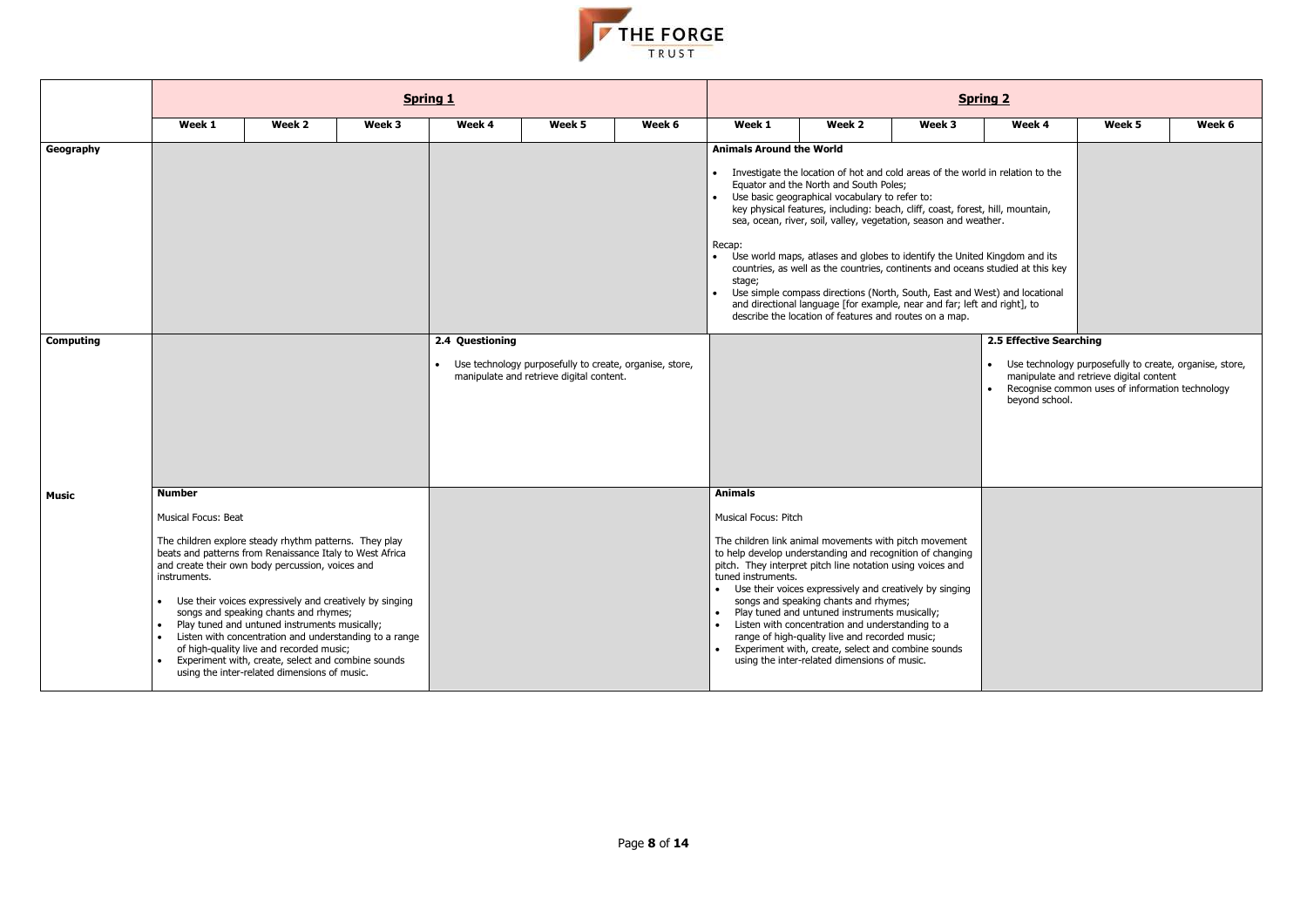| | Spring 1 | | | | | | Spring 2 | | | | | |
|---|---|---|---|---|---|---|---|---|---|---|---|---|
| | Week 1 | Week 2 | Week 3 | Week 4 | Week 5 | Week 6 | Week 1 | Week 2 | Week 3 | Week 4 | Week 5 | Week 6 |
| **Geography** | | | | | | | **Animals Around the World**<br>• Investigate the location of hot and cold areas of the world in relation to the Equator and the North and South Poles;<br>• Use basic geographical vocabulary to refer to: key physical features, including: beach, cliff, coast, forest, hill, mountain, sea, ocean, river, soil, valley, vegetation, season and weather.<br>Recap:<br>• Use world maps, atlases and globes to identify the United Kingdom and its countries, as well as the countries, continents and oceans studied at this key stage;<br>• Use simple compass directions (North, South, East and West) and locational and directional language [for example, near and far; left and right], to describe the location of features and routes on a map. | | | | | |
| **Computing** | | | | **2.4 Questioning**<br>• Use technology purposefully to create, organise, store, manipulate and retrieve digital content. | | | | | | **2.5 Effective Searching**<br>• Use technology purposefully to create, organise, store, manipulate and retrieve digital content<br>• Recognise common uses of information technology beyond school. | | |
| **Music** | **Number**<br>Musical Focus: Beat<br>The children explore steady rhythm patterns. They play beats and patterns from Renaissance Italy to West Africa and create their own body percussion, voices and instruments.<br>• Use their voices expressively and creatively by singing songs and speaking chants and rhymes;<br>• Play tuned and untuned instruments musically;<br>• Listen with concentration and understanding to a range of high-quality live and recorded music;<br>• Experiment with, create, select and combine sounds using the inter-related dimensions of music. | | | | | | **Animals**<br>Musical Focus: Pitch<br>The children link animal movements with pitch movement to help develop understanding and recognition of changing pitch. They interpret pitch line notation using voices and tuned instruments.<br>• Use their voices expressively and creatively by singing songs and speaking chants and rhymes;<br>• Play tuned and untuned instruments musically;<br>• Listen with concentration and understanding to a range of high-quality live and recorded music;<br>• Experiment with, create, select and combine sounds using the inter-related dimensions of music. | | | | | |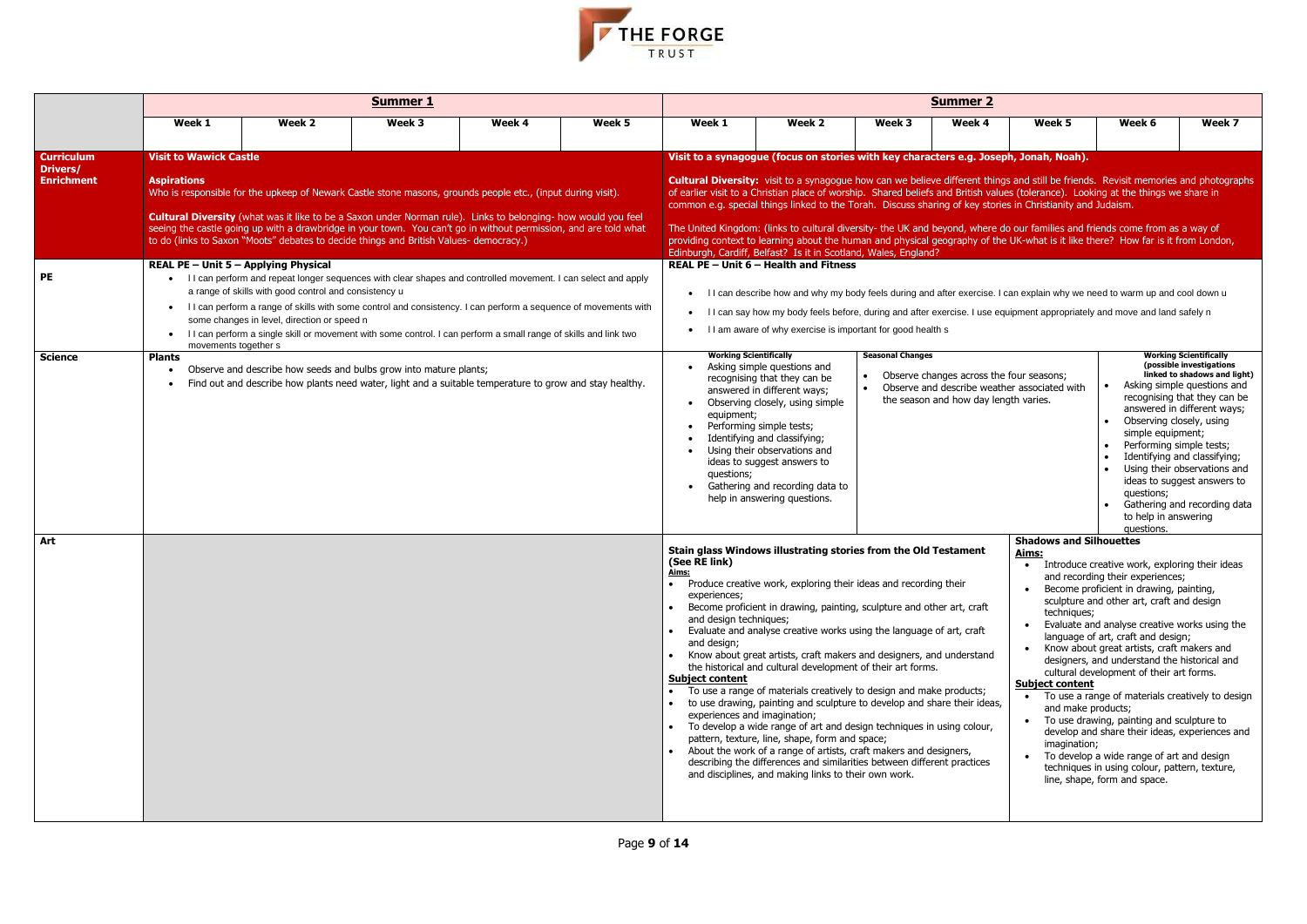| | Summer 1 | | | | | Summer 2 | | | | | | |
|---|---|---|---|---|---|---|---|---|---|---|---|---|
| | Week 1 | Week 2 | Week 3 | Week 4 | Week 5 | Week 1 | Week 2 | Week 3 | Week 4 | Week 5 | Week 6 | Week 7 |
| **Curriculum Drivers/ Enrichment** | **Visit to Wawick Castle**<br><br>**Aspirations**<br>Who is responsible for the upkeep of Newark Castle stone masons, grounds people etc., (input during visit).<br><br>**Cultural Diversity** (what was it like to be a Saxon under Norman rule). Links to belonging- how would you feel seeing the castle going up with a drawbridge in your town. You can't go in without permission, and are told what to do (links to Saxon "Moots" debates to decide things and British Values- democracy.) | | | | | **Visit to a synagogue (focus on stories with key characters e.g. Joseph, Jonah, Noah).**<br><br>**Cultural Diversity:** visit to a synagogue how can we believe different things and still be friends. Revisit memories and photographs of earlier visit to a Christian place of worship. Shared beliefs and British values (tolerance). Looking at the things we share in common e.g. special things linked to the Torah. Discuss sharing of key stories in Christianity and Judaism.<br><br>The United Kingdom: (links to cultural diversity- the UK and beyond, where do our families and friends come from as a way of providing context to learning about the human and physical geography of the UK-what is it like there? How far is it from London, Edinburgh, Cardiff, Belfast? Is it in Scotland, Wales, England? | | | | | | |
| **PE** | **REAL PE – Unit 5 – Applying Physical**<br>• I I can perform and repeat longer sequences with clear shapes and controlled movement. I can select and apply a range of skills with good control and consistency u<br>• I I can perform a range of skills with some control and consistency. I can perform a sequence of movements with some changes in level, direction or speed n<br>• I I can perform a single skill or movement with some control. I can perform a small range of skills and link two movements together s | | | | | **REAL PE – Unit 6 – Health and Fitness**<br>• I I can describe how and why my body feels during and after exercise. I can explain why we need to warm up and cool down u<br>• I I can say how my body feels before, during and after exercise. I use equipment appropriately and move and land safely n<br>• I I am aware of why exercise is important for good health s | | | | | | |
| **Science** | **Plants**<br>• Observe and describe how seeds and bulbs grow into mature plants;<br>• Find out and describe how plants need water, light and a suitable temperature to grow and stay healthy. | | | | | **Working Scientifically**<br>• Asking simple questions and recognising that they can be answered in different ways;<br>• Observing closely, using simple equipment;<br>• Performing simple tests;<br>• Identifying and classifying;<br>• Using their observations and ideas to suggest answers to questions;<br>• Gathering and recording data to help in answering questions. | | **Seasonal Changes**<br>• Observe changes across the four seasons;<br>• Observe and describe weather associated with the season and how day length varies. | | | | **Working Scientifically (possible investigations linked to shadows and light)**<br>• Asking simple questions and recognising that they can be answered in different ways;<br>• Observing closely, using simple equipment;<br>• Performing simple tests;<br>• Identifying and classifying;<br>• Using their observations and ideas to suggest answers to questions;<br>• Gathering and recording data to help in answering questions. |
| **Art** | | | | | | **Stain glass Windows illustrating stories from the Old Testament (See RE link)**<br>**Aims:**<br>• Produce creative work, exploring their ideas and recording their experiences;<br>• Become proficient in drawing, painting, sculpture and other art, craft and design techniques;<br>• Evaluate and analyse creative works using the language of art, craft and design;<br>• Know about great artists, craft makers and designers, and understand the historical and cultural development of their art forms.<br>**Subject content**<br>• To use a range of materials creatively to design and make products;<br>• to use drawing, painting and sculpture to develop and share their ideas, experiences and imagination;<br>• To develop a wide range of art and design techniques in using colour, pattern, texture, line, shape, form and space;<br>• About the work of a range of artists, craft makers and designers, describing the differences and similarities between different practices and disciplines, and making links to their own work. | | | | **Shadows and Silhouettes**<br>**Aims:**<br>• Introduce creative work, exploring their ideas and recording their experiences;<br>• Become proficient in drawing, painting, sculpture and other art, craft and design techniques;<br>• Evaluate and analyse creative works using the language of art, craft and design;<br>• Know about great artists, craft makers and designers, and understand the historical and cultural development of their art forms.<br>**Subject content**<br>• To use a range of materials creatively to design and make products;<br>• To use drawing, painting and sculpture to develop and share their ideas, experiences and imagination;<br>• To develop a wide range of art and design techniques in using colour, pattern, texture, line, shape, form and space. | | |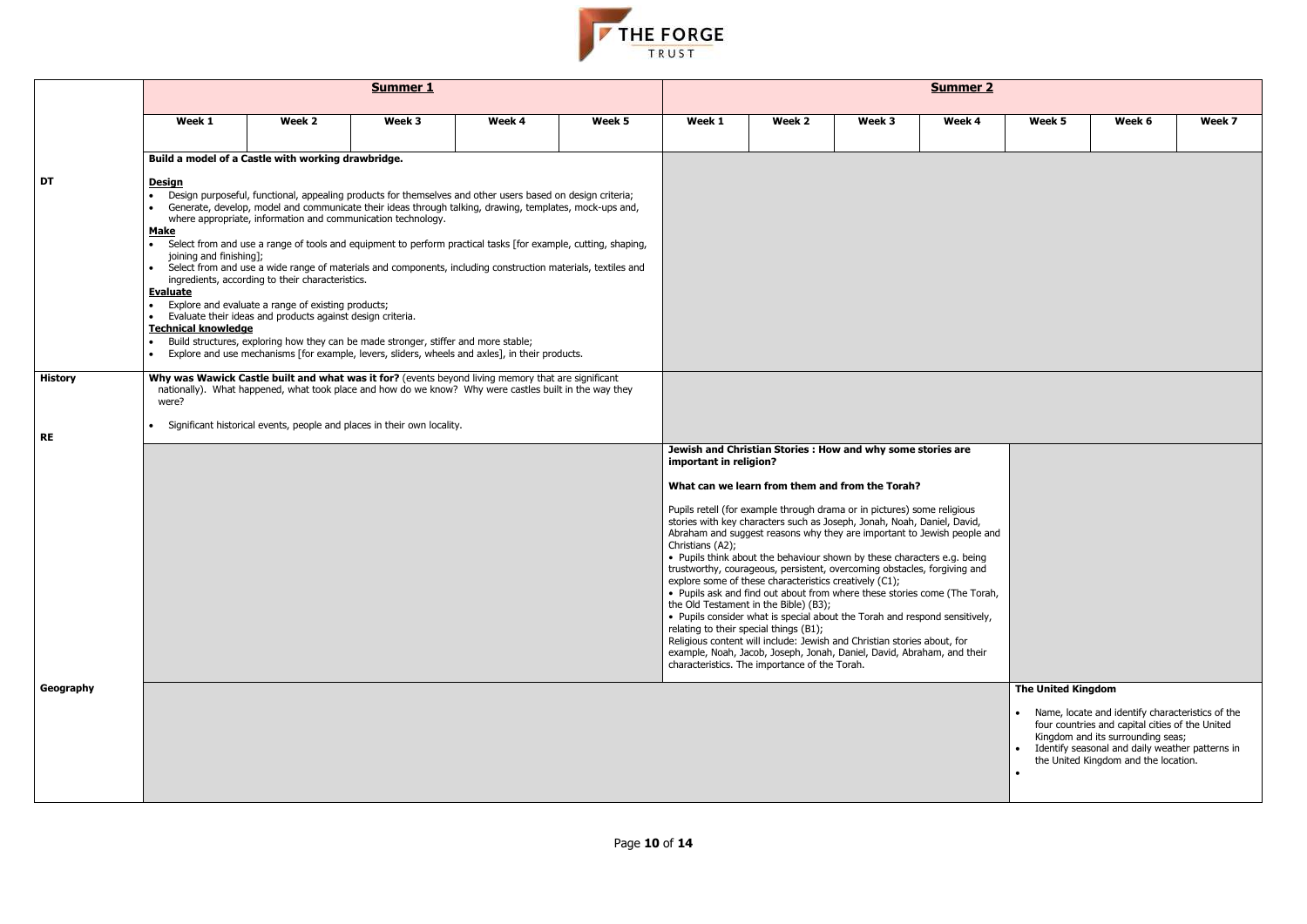|  | Summer 1 | | | | | Summer 2 | | | | | | |
|---|---|---|---|---|---|---|---|---|---|---|---|---|
|  | Week 1 | Week 2 | Week 3 | Week 4 | Week 5 | Week 1 | Week 2 | Week 3 | Week 4 | Week 5 | Week 6 | Week 7 |
| DT | **Build a model of a Castle with working drawbridge.**<br><br>**Design**<br>• Design purposeful, functional, appealing products for themselves and other users based on design criteria;<br>• Generate, develop, model and communicate their ideas through talking, drawing, templates, mock-ups and, where appropriate, information and communication technology.<br>**Make**<br>• Select from and use a range of tools and equipment to perform practical tasks [for example, cutting, shaping, joining and finishing];<br>• Select from and use a wide range of materials and components, including construction materials, textiles and ingredients, according to their characteristics.<br>**Evaluate**<br>• Explore and evaluate a range of existing products;<br>• Evaluate their ideas and products against design criteria.<br>**Technical knowledge**<br>• Build structures, exploring how they can be made stronger, stiffer and more stable;<br>• Explore and use mechanisms [for example, levers, sliders, wheels and axles], in their products. | | | | | | | | | | | |
| History | **Why was Wawick Castle built and what was it for?** (events beyond living memory that are significant nationally). What happened, what took place and how do we know? Why were castles built in the way they were?<br><br>• Significant historical events, people and places in their own locality. | | | | | | | | | | | |
| RE |  | | | | | **Jewish and Christian Stories : How and why some stories are important in religion?**<br><br>**What can we learn from them and from the Torah?**<br><br>Pupils retell (for example through drama or in pictures) some religious stories with key characters such as Joseph, Jonah, Noah, Daniel, David, Abraham and suggest reasons why they are important to Jewish people and Christians (A2);<br>• Pupils think about the behaviour shown by these characters e.g. being trustworthy, courageous, persistent, overcoming obstacles, forgiving and explore some of these characteristics creatively (C1);<br>• Pupils ask and find out about from where these stories come (The Torah, the Old Testament in the Bible) (B3);<br>• Pupils consider what is special about the Torah and respond sensitively, relating to their special things (B1);<br>Religious content will include: Jewish and Christian stories about, for example, Noah, Jacob, Joseph, Jonah, Daniel, David, Abraham, and their characteristics. The importance of the Torah. | | | | | | |
| Geography |  | | | | | | | | | **The United Kingdom**<br><br>• Name, locate and identify characteristics of the four countries and capital cities of the United Kingdom and its surrounding seas;<br>• Identify seasonal and daily weather patterns in the United Kingdom and the location.<br>• | | |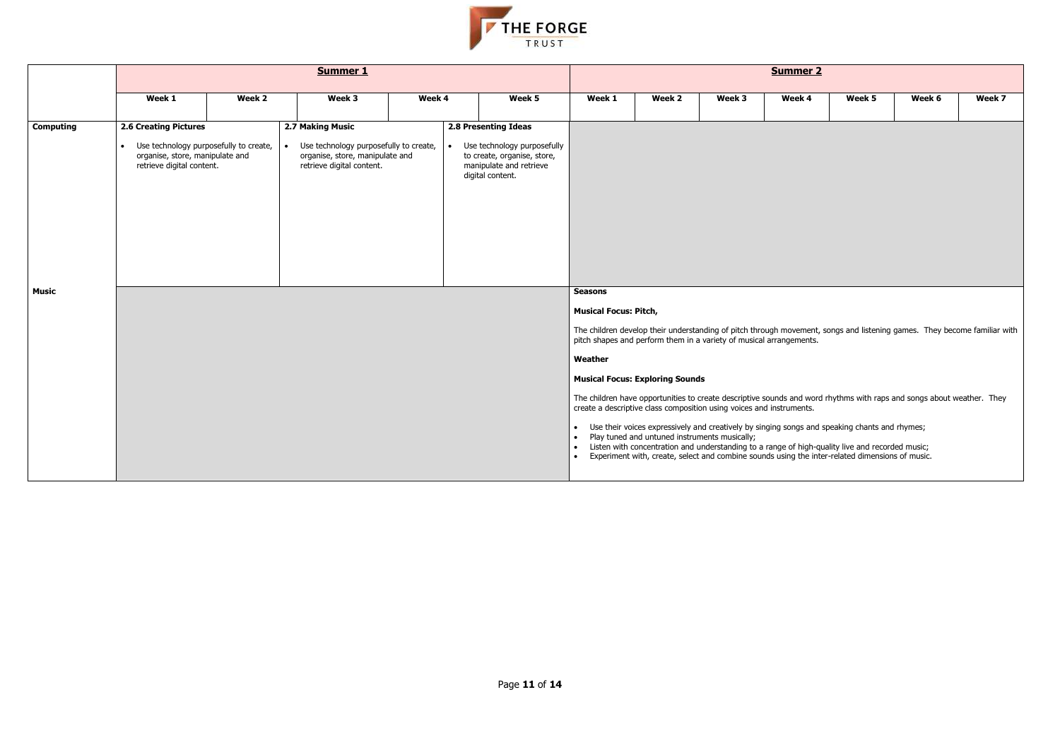| | Summer 1 | | | | | Summer 2 | | | | | | |
|---|---|---|---|---|---|---|---|---|---|---|---|---|
| | Week 1 | Week 2 | Week 3 | Week 4 | Week 5 | Week 1 | Week 2 | Week 3 | Week 4 | Week 5 | Week 6 | Week 7 |
| **Computing** | **2.6 Creating Pictures**<br><br>• Use technology purposefully to create, organise, store, manipulate and retrieve digital content. | | **2.7 Making Music**<br><br>• Use technology purposefully to create, organise, store, manipulate and retrieve digital content. | | **2.8 Presenting Ideas**<br><br>• Use technology purposefully to create, organise, store, manipulate and retrieve digital content. | | | | | | | |
| **Music** | | | | | | **Seasons**<br><br>**Musical Focus: Pitch,**<br><br>The children develop their understanding of pitch through movement, songs and listening games. They become familiar with pitch shapes and perform them in a variety of musical arrangements.<br><br>**Weather**<br><br>**Musical Focus: Exploring Sounds**<br><br>The children have opportunities to create descriptive sounds and word rhythms with raps and songs about weather. They create a descriptive class composition using voices and instruments.<br><br>• Use their voices expressively and creatively by singing songs and speaking chants and rhymes;<br>• Play tuned and untuned instruments musically;<br>• Listen with concentration and understanding to a range of high-quality live and recorded music;<br>• Experiment with, create, select and combine sounds using the inter-related dimensions of music. | | | | | | |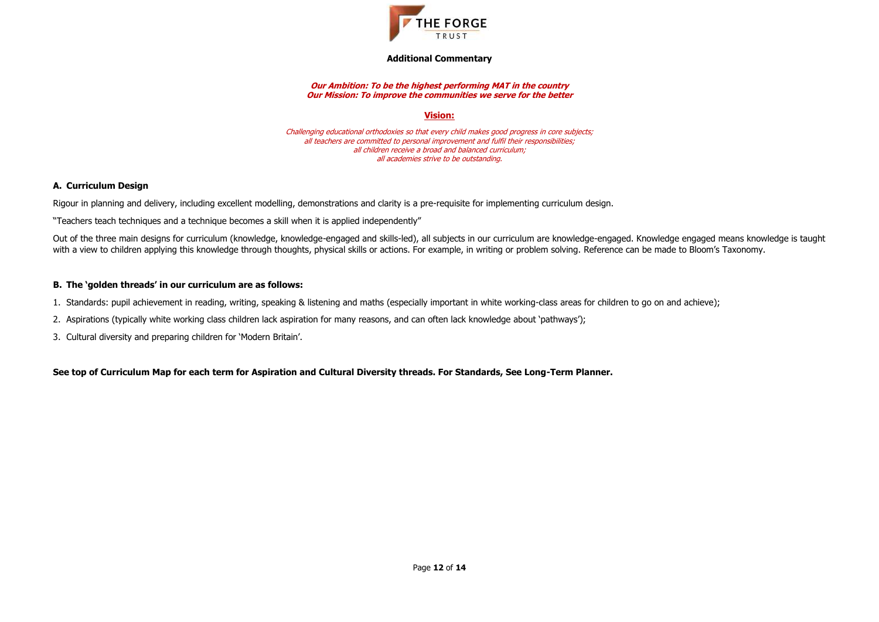THE FORGE TRUST

## Additional Commentary

***Our Ambition: To be the highest performing MAT in the country***
***Our Mission: To improve the communities we serve for the better***

**Vision:**

*Challenging educational orthodoxies so that every child makes good progress in core subjects;*
*all teachers are committed to personal improvement and fulfil their responsibilities;*
*all children receive a broad and balanced curriculum;*
*all academies strive to be outstanding.*

### A. Curriculum Design

Rigour in planning and delivery, including excellent modelling, demonstrations and clarity is a pre-requisite for implementing curriculum design.

"Teachers teach techniques and a technique becomes a skill when it is applied independently"

Out of the three main designs for curriculum (knowledge, knowledge-engaged and skills-led), all subjects in our curriculum are knowledge-engaged. Knowledge engaged means knowledge is taught with a view to children applying this knowledge through thoughts, physical skills or actions. For example, in writing or problem solving. Reference can be made to Bloom's Taxonomy.

### B. The 'golden threads' in our curriculum are as follows:

1. Standards: pupil achievement in reading, writing, speaking & listening and maths (especially important in white working-class areas for children to go on and achieve);
2. Aspirations (typically white working class children lack aspiration for many reasons, and can often lack knowledge about 'pathways');
3. Cultural diversity and preparing children for 'Modern Britain'.

**See top of Curriculum Map for each term for Aspiration and Cultural Diversity threads. For Standards, See Long-Term Planner.**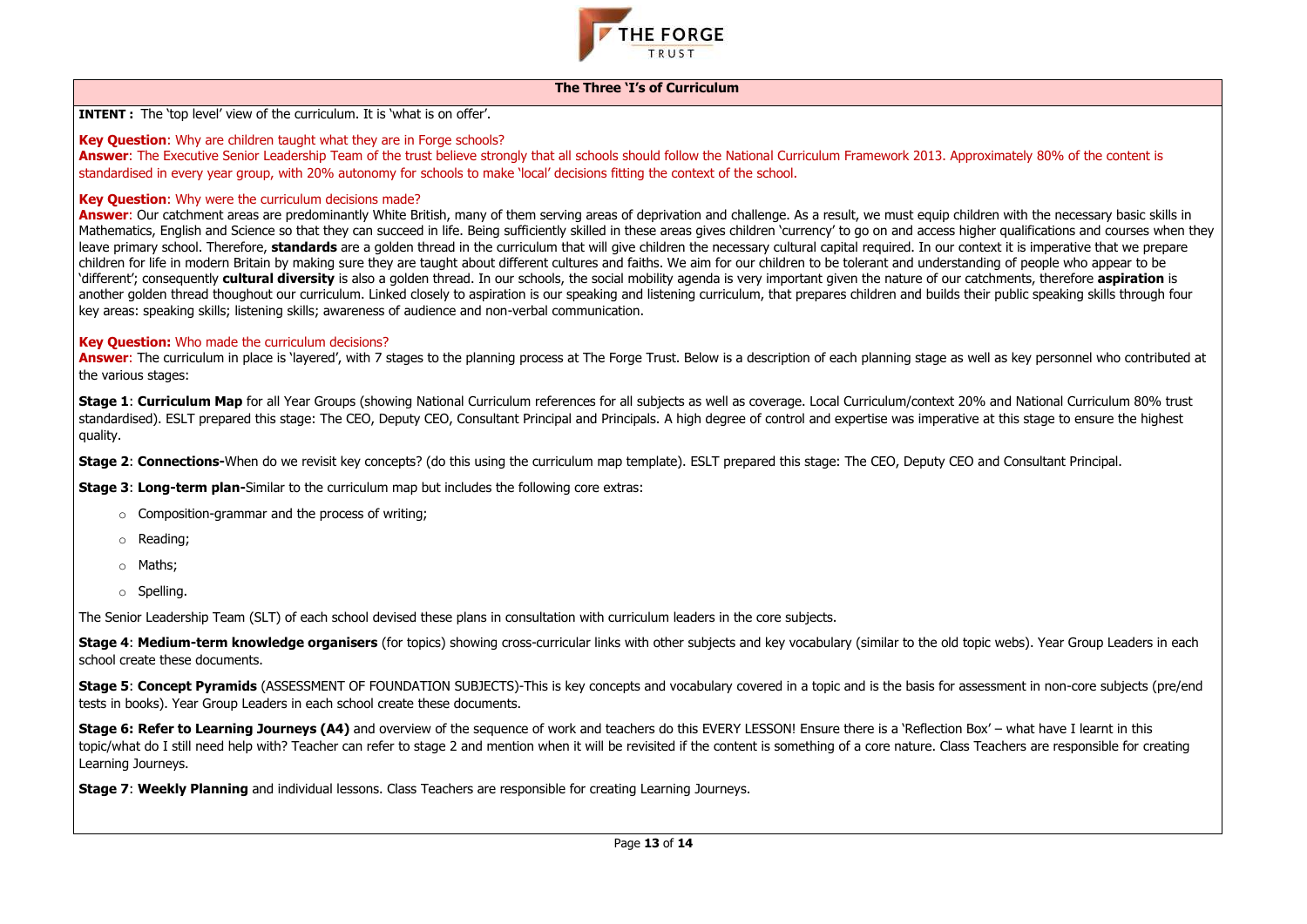## The Three 'I's of Curriculum

**INTENT :** The 'top level' view of the curriculum. It is 'what is on offer'.

**Key Question**: Why are children taught what they are in Forge schools?
**Answer**: The Executive Senior Leadership Team of the trust believe strongly that all schools should follow the National Curriculum Framework 2013. Approximately 80% of the content is standardised in every year group, with 20% autonomy for schools to make 'local' decisions fitting the context of the school.

**Key Question**: Why were the curriculum decisions made?
**Answer**: Our catchment areas are predominantly White British, many of them serving areas of deprivation and challenge. As a result, we must equip children with the necessary basic skills in Mathematics, English and Science so that they can succeed in life. Being sufficiently skilled in these areas gives children 'currency' to go on and access higher qualifications and courses when they leave primary school. Therefore, **standards** are a golden thread in the curriculum that will give children the necessary cultural capital required. In our context it is imperative that we prepare children for life in modern Britain by making sure they are taught about different cultures and faiths. We aim for our children to be tolerant and understanding of people who appear to be 'different'; consequently **cultural diversity** is also a golden thread. In our schools, the social mobility agenda is very important given the nature of our catchments, therefore **aspiration** is another golden thread thoughout our curriculum. Linked closely to aspiration is our speaking and listening curriculum, that prepares children and builds their public speaking skills through four key areas: speaking skills; listening skills; awareness of audience and non-verbal communication.

**Key Question:** Who made the curriculum decisions?
**Answer**: The curriculum in place is 'layered', with 7 stages to the planning process at The Forge Trust. Below is a description of each planning stage as well as key personnel who contributed at the various stages:

**Stage 1**: **Curriculum Map** for all Year Groups (showing National Curriculum references for all subjects as well as coverage. Local Curriculum/context 20% and National Curriculum 80% trust standardised). ESLT prepared this stage: The CEO, Deputy CEO, Consultant Principal and Principals. A high degree of control and expertise was imperative at this stage to ensure the highest quality.

**Stage 2**: **Connections-**When do we revisit key concepts? (do this using the curriculum map template). ESLT prepared this stage: The CEO, Deputy CEO and Consultant Principal.

**Stage 3**: **Long-term plan-**Similar to the curriculum map but includes the following core extras:

- Composition-grammar and the process of writing;
- Reading;
- Maths;
- Spelling.

The Senior Leadership Team (SLT) of each school devised these plans in consultation with curriculum leaders in the core subjects.

**Stage 4**: **Medium-term knowledge organisers** (for topics) showing cross-curricular links with other subjects and key vocabulary (similar to the old topic webs). Year Group Leaders in each school create these documents.

**Stage 5**: **Concept Pyramids** (ASSESSMENT OF FOUNDATION SUBJECTS)-This is key concepts and vocabulary covered in a topic and is the basis for assessment in non-core subjects (pre/end tests in books). Year Group Leaders in each school create these documents.

**Stage 6: Refer to Learning Journeys (A4)** and overview of the sequence of work and teachers do this EVERY LESSON! Ensure there is a 'Reflection Box' – what have I learnt in this topic/what do I still need help with? Teacher can refer to stage 2 and mention when it will be revisited if the content is something of a core nature. Class Teachers are responsible for creating Learning Journeys.

**Stage 7**: **Weekly Planning** and individual lessons. Class Teachers are responsible for creating Learning Journeys.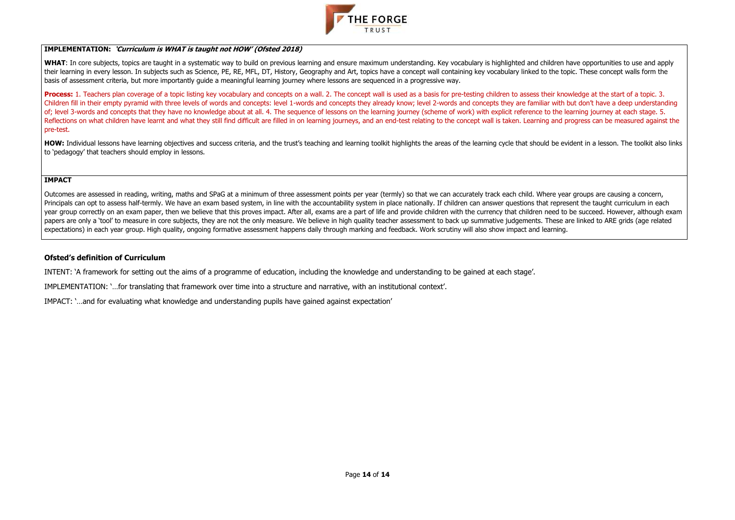**IMPLEMENTATION:** ***'Curriculum is WHAT is taught not HOW' (Ofsted 2018)***

**WHAT**: In core subjects, topics are taught in a systematic way to build on previous learning and ensure maximum understanding. Key vocabulary is highlighted and children have opportunities to use and apply their learning in every lesson. In subjects such as Science, PE, RE, MFL, DT, History, Geography and Art, topics have a concept wall containing key vocabulary linked to the topic. These concept walls form the basis of assessment criteria, but more importantly guide a meaningful learning journey where lessons are sequenced in a progressive way.

**Process:** 1. Teachers plan coverage of a topic listing key vocabulary and concepts on a wall. 2. The concept wall is used as a basis for pre-testing children to assess their knowledge at the start of a topic. 3. Children fill in their empty pyramid with three levels of words and concepts: level 1-words and concepts they already know; level 2-words and concepts they are familiar with but don't have a deep understanding of; level 3-words and concepts that they have no knowledge about at all. 4. The sequence of lessons on the learning journey (scheme of work) with explicit reference to the learning journey at each stage. 5. Reflections on what children have learnt and what they still find difficult are filled in on learning journeys, and an end-test relating to the concept wall is taken. Learning and progress can be measured against the pre-test.

**HOW:** Individual lessons have learning objectives and success criteria, and the trust's teaching and learning toolkit highlights the areas of the learning cycle that should be evident in a lesson. The toolkit also links to 'pedagogy' that teachers should employ in lessons.

**IMPACT**

Outcomes are assessed in reading, writing, maths and SPaG at a minimum of three assessment points per year (termly) so that we can accurately track each child. Where year groups are causing a concern, Principals can opt to assess half-termly. We have an exam based system, in line with the accountability system in place nationally. If children can answer questions that represent the taught curriculum in each year group correctly on an exam paper, then we believe that this proves impact. After all, exams are a part of life and provide children with the currency that children need to be succeed. However, although exam papers are only a 'tool' to measure in core subjects, they are not the only measure. We believe in high quality teacher assessment to back up summative judgements. These are linked to ARE grids (age related expectations) in each year group. High quality, ongoing formative assessment happens daily through marking and feedback. Work scrutiny will also show impact and learning.

**Ofsted's definition of Curriculum**

INTENT: 'A framework for setting out the aims of a programme of education, including the knowledge and understanding to be gained at each stage'.

IMPLEMENTATION: '…for translating that framework over time into a structure and narrative, with an institutional context'.

IMPACT: '…and for evaluating what knowledge and understanding pupils have gained against expectation'